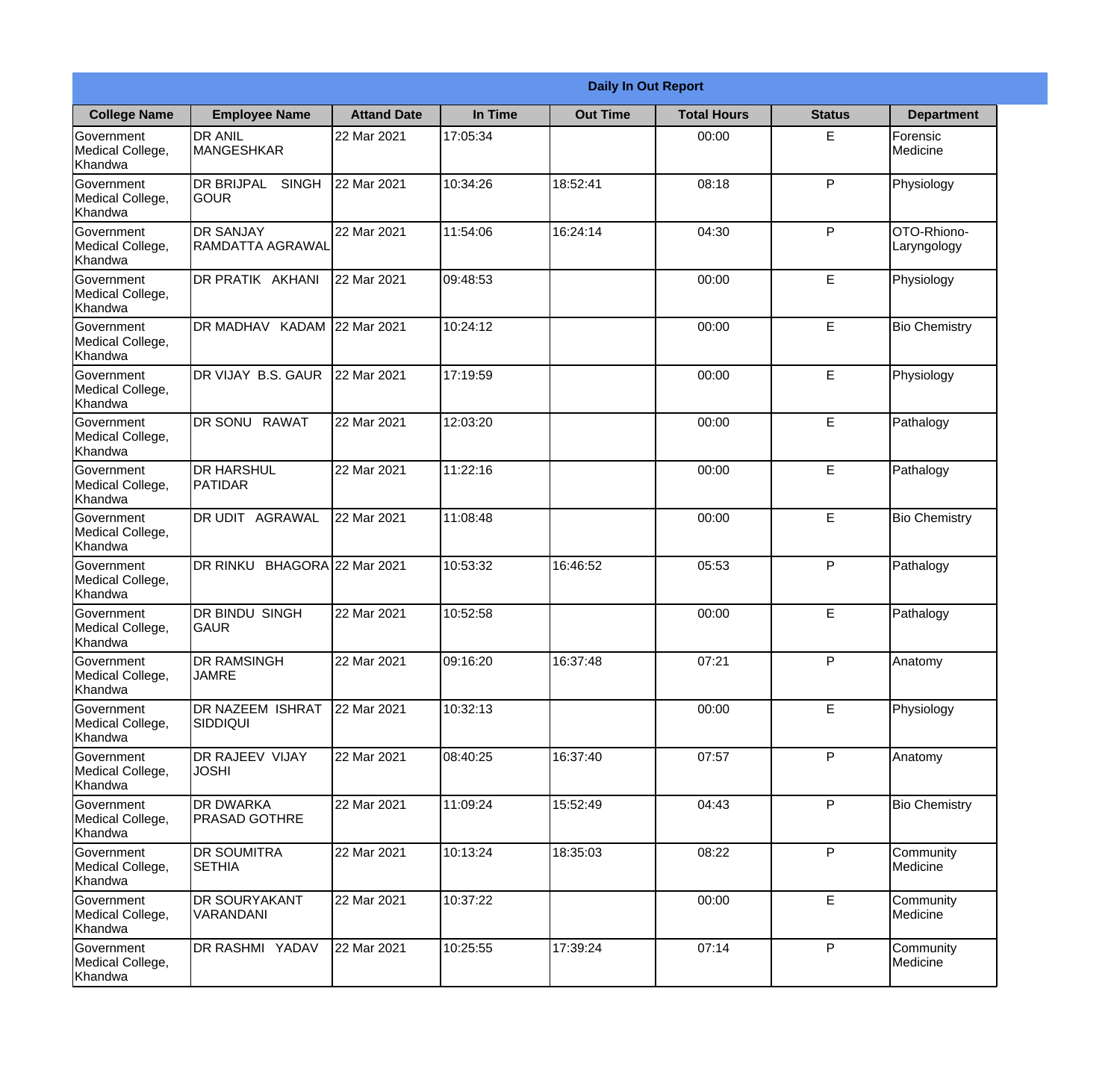| Daily In Out Report | | | | | | | |
|---|---|---|---|---|---|---|---|
| **College Name** | **Employee Name** | **Attand Date** | **In Time** | **Out Time** | **Total Hours** | **Status** | **Department** |
| Government Medical College, Khandwa | DR ANIL MANGESHKAR | 22 Mar 2021 | 17:05:34 | | 00:00 | E | Forensic Medicine |
| Government Medical College, Khandwa | DR BRIJPAL SINGH GOUR | 22 Mar 2021 | 10:34:26 | 18:52:41 | 08:18 | P | Physiology |
| Government Medical College, Khandwa | DR SANJAY RAMDATTA AGRAWAL | 22 Mar 2021 | 11:54:06 | 16:24:14 | 04:30 | P | OTO-Rhiono-Laryngology |
| Government Medical College, Khandwa | DR PRATIK AKHANI | 22 Mar 2021 | 09:48:53 | | 00:00 | E | Physiology |
| Government Medical College, Khandwa | DR MADHAV KADAM | 22 Mar 2021 | 10:24:12 | | 00:00 | E | Bio Chemistry |
| Government Medical College, Khandwa | DR VIJAY B.S. GAUR | 22 Mar 2021 | 17:19:59 | | 00:00 | E | Physiology |
| Government Medical College, Khandwa | DR SONU RAWAT | 22 Mar 2021 | 12:03:20 | | 00:00 | E | Pathalogy |
| Government Medical College, Khandwa | DR HARSHUL PATIDAR | 22 Mar 2021 | 11:22:16 | | 00:00 | E | Pathalogy |
| Government Medical College, Khandwa | DR UDIT AGRAWAL | 22 Mar 2021 | 11:08:48 | | 00:00 | E | Bio Chemistry |
| Government Medical College, Khandwa | DR RINKU BHAGORA | 22 Mar 2021 | 10:53:32 | 16:46:52 | 05:53 | P | Pathalogy |
| Government Medical College, Khandwa | DR BINDU SINGH GAUR | 22 Mar 2021 | 10:52:58 | | 00:00 | E | Pathalogy |
| Government Medical College, Khandwa | DR RAMSINGH JAMRE | 22 Mar 2021 | 09:16:20 | 16:37:48 | 07:21 | P | Anatomy |
| Government Medical College, Khandwa | DR NAZEEM ISHRAT SIDDIQUI | 22 Mar 2021 | 10:32:13 | | 00:00 | E | Physiology |
| Government Medical College, Khandwa | DR RAJEEV VIJAY JOSHI | 22 Mar 2021 | 08:40:25 | 16:37:40 | 07:57 | P | Anatomy |
| Government Medical College, Khandwa | DR DWARKA PRASAD GOTHRE | 22 Mar 2021 | 11:09:24 | 15:52:49 | 04:43 | P | Bio Chemistry |
| Government Medical College, Khandwa | DR SOUMITRA SETHIA | 22 Mar 2021 | 10:13:24 | 18:35:03 | 08:22 | P | Community Medicine |
| Government Medical College, Khandwa | DR SOURYAKANT VARANDANI | 22 Mar 2021 | 10:37:22 | | 00:00 | E | Community Medicine |
| Government Medical College, Khandwa | DR RASHMI YADAV | 22 Mar 2021 | 10:25:55 | 17:39:24 | 07:14 | P | Community Medicine |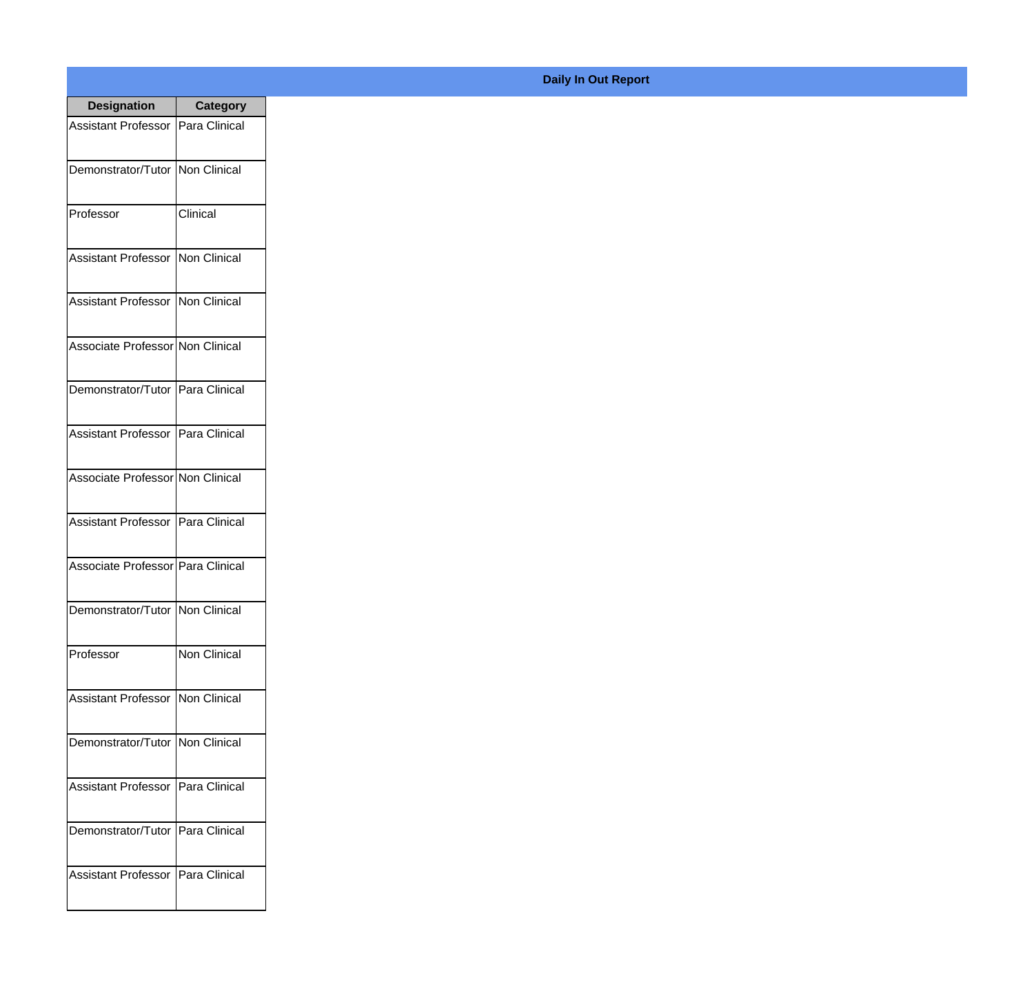**Daily In Out Report**

| Designation | Category |
|---|---|
| Assistant Professor | Para Clinical |
| Demonstrator/Tutor | Non Clinical |
| Professor | Clinical |
| Assistant Professor | Non Clinical |
| Assistant Professor | Non Clinical |
| Associate Professor | Non Clinical |
| Demonstrator/Tutor | Para Clinical |
| Assistant Professor | Para Clinical |
| Associate Professor | Non Clinical |
| Assistant Professor | Para Clinical |
| Associate Professor | Para Clinical |
| Demonstrator/Tutor | Non Clinical |
| Professor | Non Clinical |
| Assistant Professor | Non Clinical |
| Demonstrator/Tutor | Non Clinical |
| Assistant Professor | Para Clinical |
| Demonstrator/Tutor | Para Clinical |
| Assistant Professor | Para Clinical |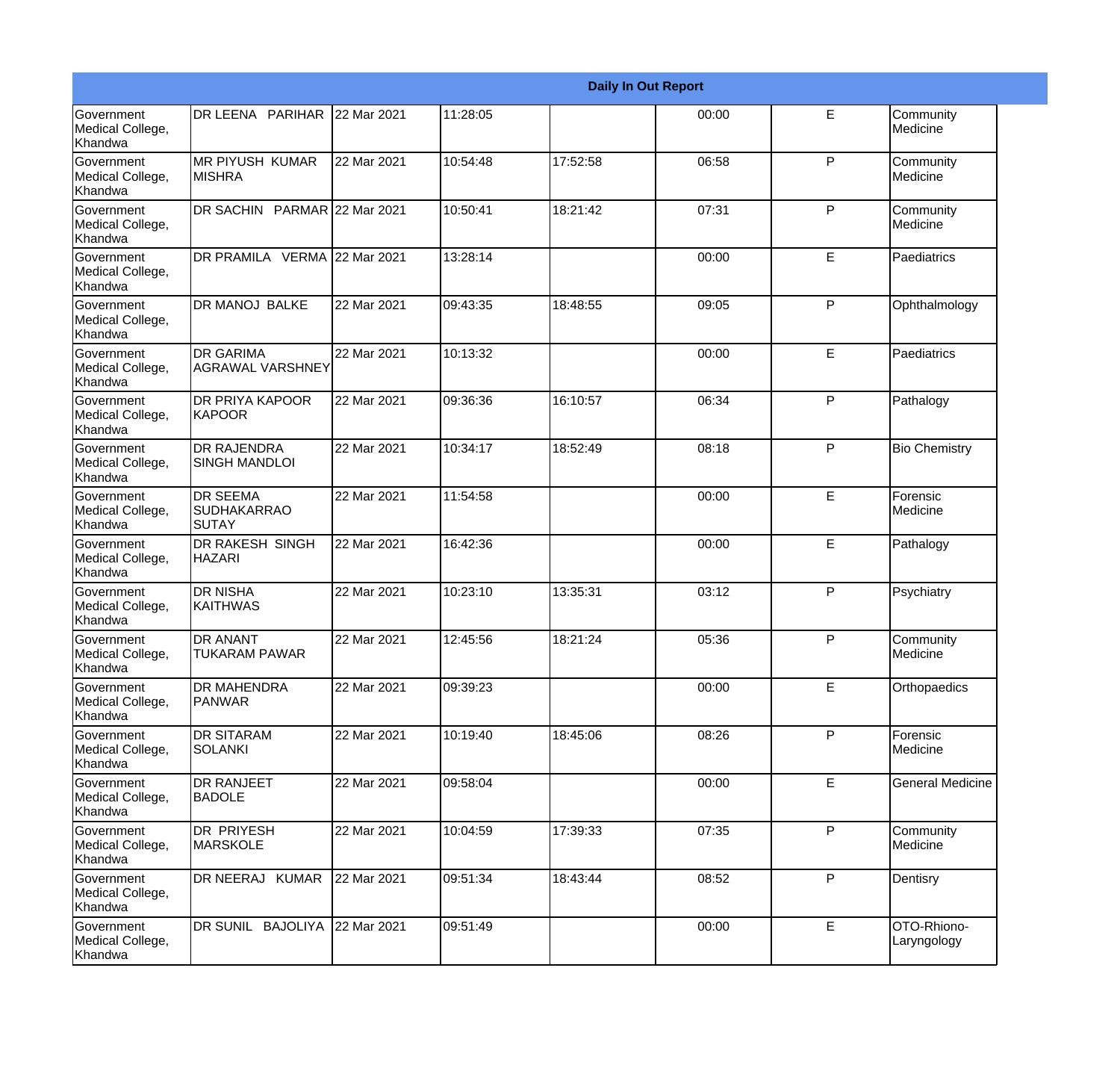| Daily In Out Report | | | | | | | |
|---|---|---|---|---|---|---|---|
| Government Medical College, Khandwa | DR LEENA PARIHAR | 22 Mar 2021 | 11:28:05 | | 00:00 | E | Community Medicine |
| Government Medical College, Khandwa | MR PIYUSH KUMAR MISHRA | 22 Mar 2021 | 10:54:48 | 17:52:58 | 06:58 | P | Community Medicine |
| Government Medical College, Khandwa | DR SACHIN PARMAR | 22 Mar 2021 | 10:50:41 | 18:21:42 | 07:31 | P | Community Medicine |
| Government Medical College, Khandwa | DR PRAMILA VERMA | 22 Mar 2021 | 13:28:14 | | 00:00 | E | Paediatrics |
| Government Medical College, Khandwa | DR MANOJ BALKE | 22 Mar 2021 | 09:43:35 | 18:48:55 | 09:05 | P | Ophthalmology |
| Government Medical College, Khandwa | DR GARIMA AGRAWAL VARSHNEY | 22 Mar 2021 | 10:13:32 | | 00:00 | E | Paediatrics |
| Government Medical College, Khandwa | DR PRIYA KAPOOR KAPOOR | 22 Mar 2021 | 09:36:36 | 16:10:57 | 06:34 | P | Pathalogy |
| Government Medical College, Khandwa | DR RAJENDRA SINGH MANDLOI | 22 Mar 2021 | 10:34:17 | 18:52:49 | 08:18 | P | Bio Chemistry |
| Government Medical College, Khandwa | DR SEEMA SUDHAKARRAO SUTAY | 22 Mar 2021 | 11:54:58 | | 00:00 | E | Forensic Medicine |
| Government Medical College, Khandwa | DR RAKESH SINGH HAZARI | 22 Mar 2021 | 16:42:36 | | 00:00 | E | Pathalogy |
| Government Medical College, Khandwa | DR NISHA KAITHWAS | 22 Mar 2021 | 10:23:10 | 13:35:31 | 03:12 | P | Psychiatry |
| Government Medical College, Khandwa | DR ANANT TUKARAM PAWAR | 22 Mar 2021 | 12:45:56 | 18:21:24 | 05:36 | P | Community Medicine |
| Government Medical College, Khandwa | DR MAHENDRA PANWAR | 22 Mar 2021 | 09:39:23 | | 00:00 | E | Orthopaedics |
| Government Medical College, Khandwa | DR SITARAM SOLANKI | 22 Mar 2021 | 10:19:40 | 18:45:06 | 08:26 | P | Forensic Medicine |
| Government Medical College, Khandwa | DR RANJEET BADOLE | 22 Mar 2021 | 09:58:04 | | 00:00 | E | General Medicine |
| Government Medical College, Khandwa | DR PRIYESH MARSKOLE | 22 Mar 2021 | 10:04:59 | 17:39:33 | 07:35 | P | Community Medicine |
| Government Medical College, Khandwa | DR NEERAJ KUMAR | 22 Mar 2021 | 09:51:34 | 18:43:44 | 08:52 | P | Dentisry |
| Government Medical College, Khandwa | DR SUNIL BAJOLIYA | 22 Mar 2021 | 09:51:49 | | 00:00 | E | OTO-Rhiono-Laryngology |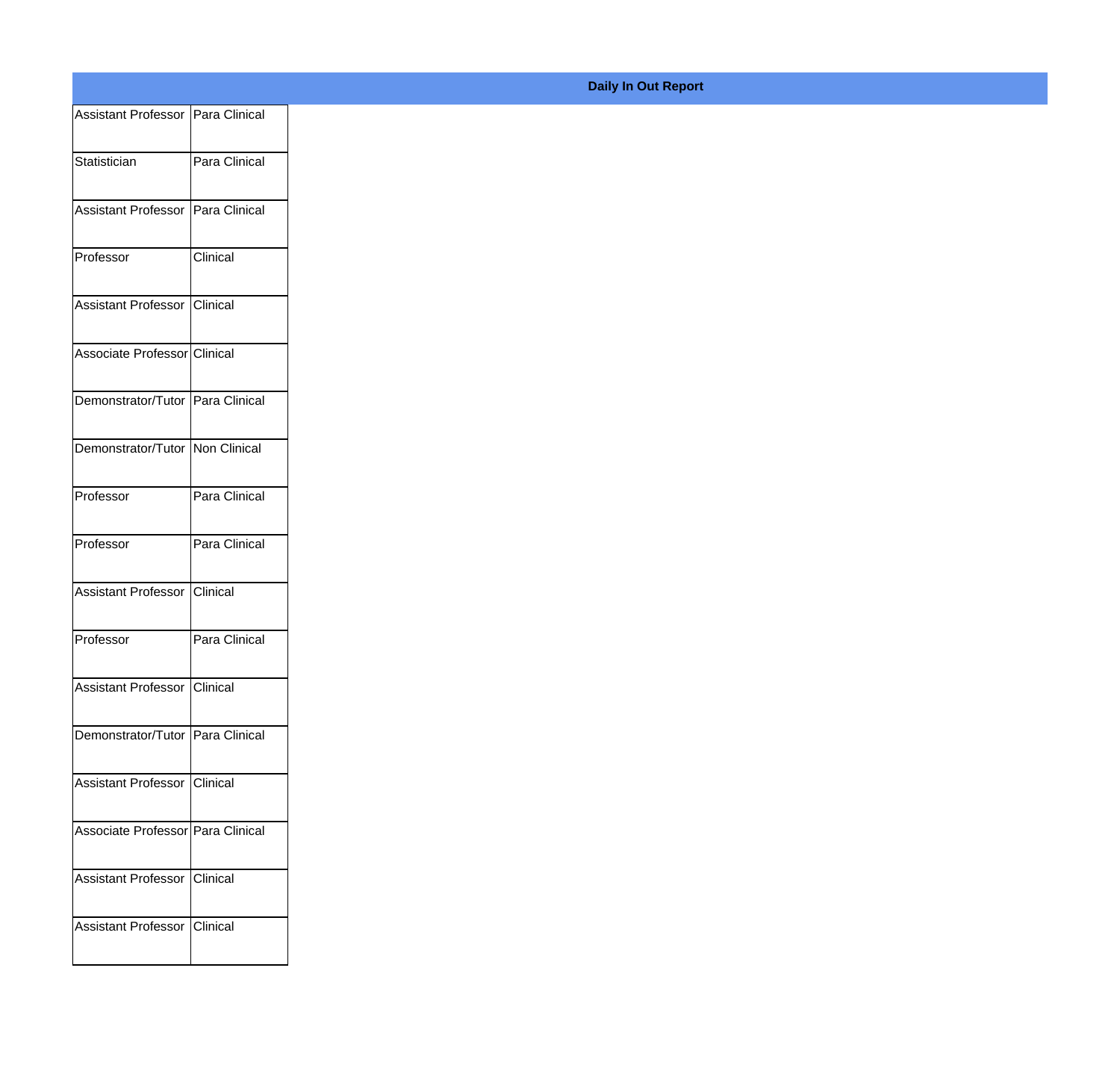**Daily In Out Report**

| | |
|---|---|
| Assistant Professor | Para Clinical |
| Statistician | Para Clinical |
| Assistant Professor | Para Clinical |
| Professor | Clinical |
| Assistant Professor | Clinical |
| Associate Professor | Clinical |
| Demonstrator/Tutor | Para Clinical |
| Demonstrator/Tutor | Non Clinical |
| Professor | Para Clinical |
| Professor | Para Clinical |
| Assistant Professor | Clinical |
| Professor | Para Clinical |
| Assistant Professor | Clinical |
| Demonstrator/Tutor | Para Clinical |
| Assistant Professor | Clinical |
| Associate Professor | Para Clinical |
| Assistant Professor | Clinical |
| Assistant Professor | Clinical |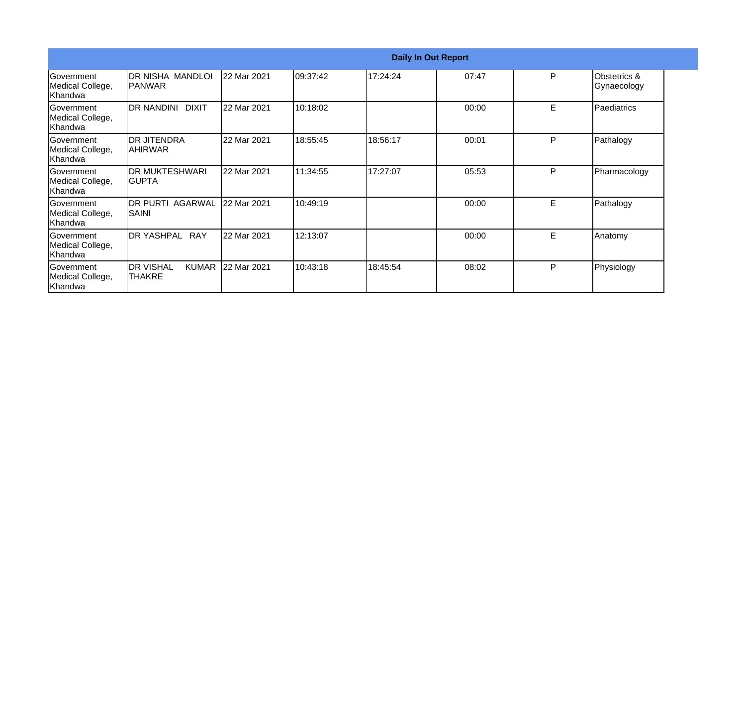| Daily In Out Report | | | | | | | |
|---|---|---|---|---|---|---|---|
| Government Medical College, Khandwa | DR NISHA MANDLOI PANWAR | 22 Mar 2021 | 09:37:42 | 17:24:24 | 07:47 | P | Obstetrics & Gynaecology |
| Government Medical College, Khandwa | DR NANDINI DIXIT | 22 Mar 2021 | 10:18:02 | | 00:00 | E | Paediatrics |
| Government Medical College, Khandwa | DR JITENDRA AHIRWAR | 22 Mar 2021 | 18:55:45 | 18:56:17 | 00:01 | P | Pathalogy |
| Government Medical College, Khandwa | DR MUKTESHWARI GUPTA | 22 Mar 2021 | 11:34:55 | 17:27:07 | 05:53 | P | Pharmacology |
| Government Medical College, Khandwa | DR PURTI AGARWAL SAINI | 22 Mar 2021 | 10:49:19 | | 00:00 | E | Pathalogy |
| Government Medical College, Khandwa | DR YASHPAL RAY | 22 Mar 2021 | 12:13:07 | | 00:00 | E | Anatomy |
| Government Medical College, Khandwa | DR VISHAL KUMAR THAKRE | 22 Mar 2021 | 10:43:18 | 18:45:54 | 08:02 | P | Physiology |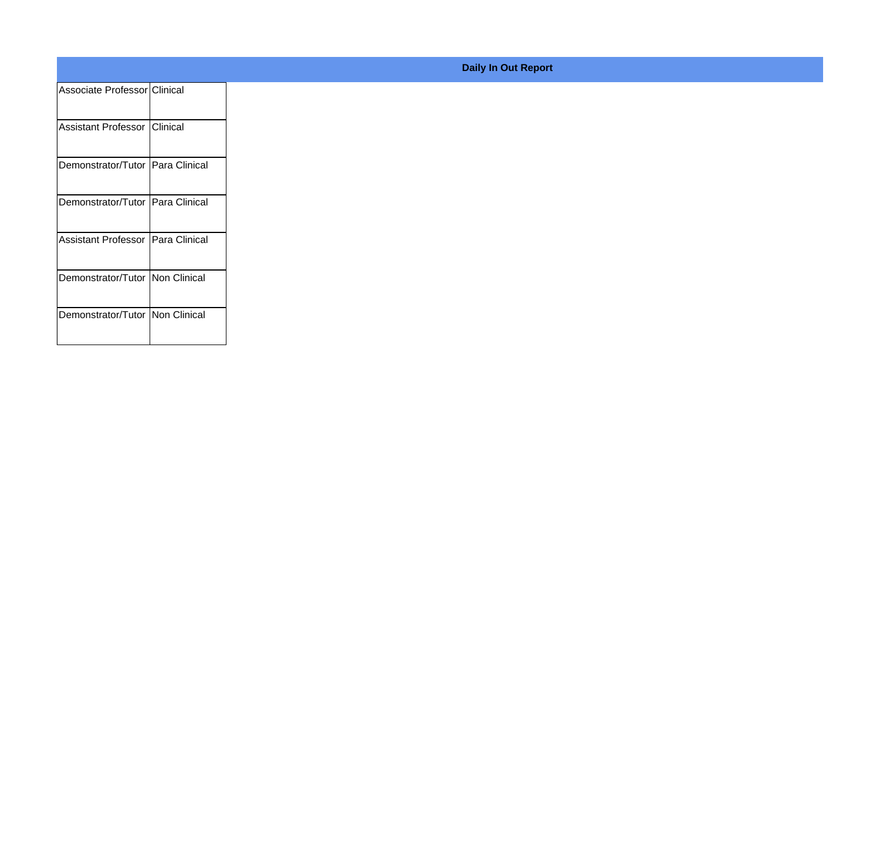**Daily In Out Report**

| | |
|---|---|
| Associate Professor | Clinical |
| Assistant Professor | Clinical |
| Demonstrator/Tutor | Para Clinical |
| Demonstrator/Tutor | Para Clinical |
| Assistant Professor | Para Clinical |
| Demonstrator/Tutor | Non Clinical |
| Demonstrator/Tutor | Non Clinical |